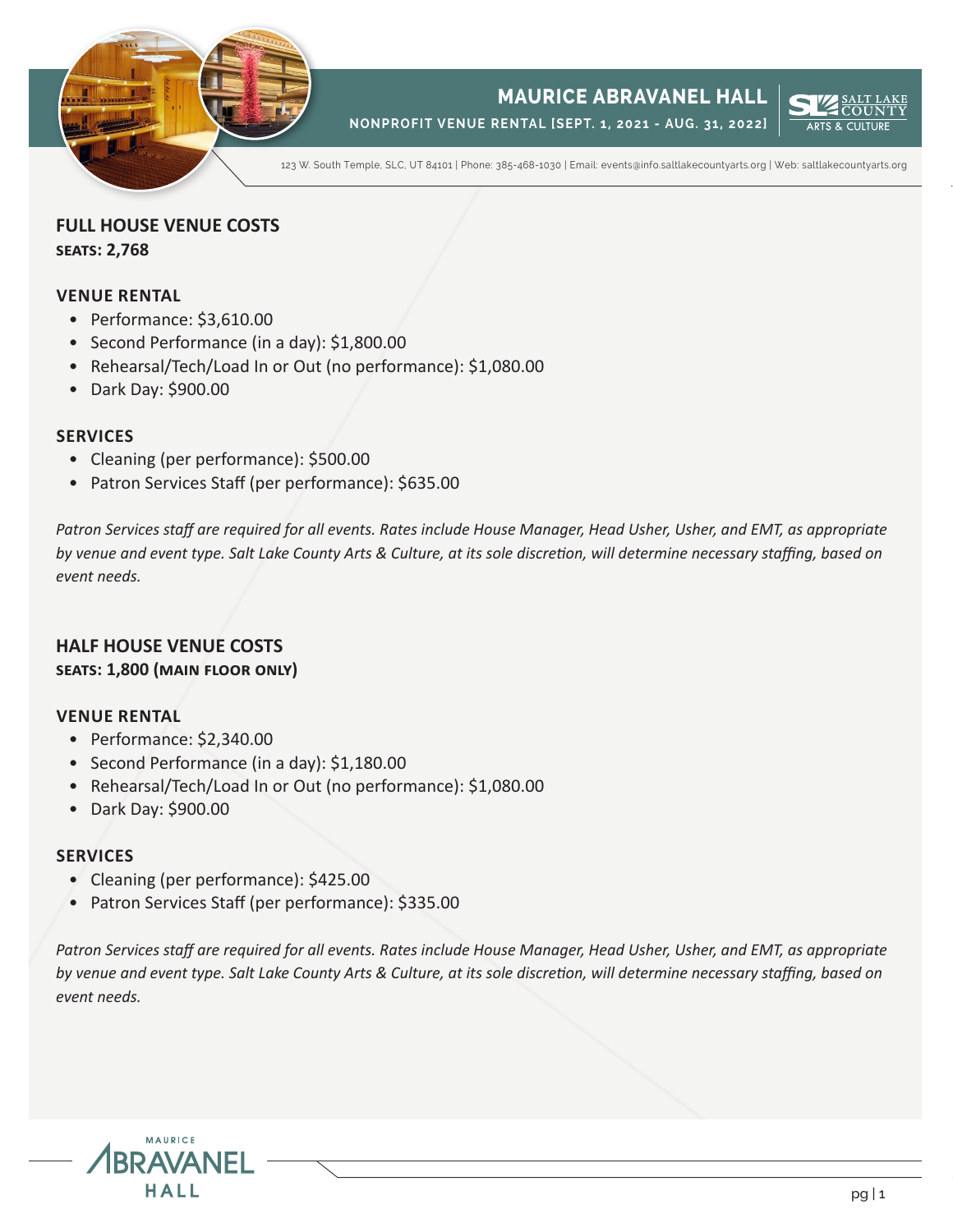# MAURICE ABRAVANEL HALL

**NONPROFIT VENUE RENTAL [SEPT. 1, 2021 - AUG. 31, 2022]**

123 W. South Temple, SLC, UT 84101 | Phone: 385-468-1030 | Email: events@info.saltlakecountyarts.org | Web: saltlakecountyarts.org

## FULL HOUSE VENUE COSTS

**SEATS: 2,768**

### VENUE RENTAL

- Performance: $3,610.00
- Second Performance (in a day): $1,800.00
- Rehearsal/Tech/Load In or Out (no performance): $1,080.00
- Dark Day: $900.00

### SERVICES

- Cleaning (per performance): $500.00
- Patron Services Staff (per performance): $635.00

*Patron Services staff are required for all events. Rates include House Manager, Head Usher, Usher, and EMT, as appropriate by venue and event type. Salt Lake County Arts & Culture, at its sole discretion, will determine necessary staffing, based on event needs.*

## HALF HOUSE VENUE COSTS

**SEATS: 1,800 (MAIN FLOOR ONLY)**

### VENUE RENTAL

- Performance: $2,340.00
- Second Performance (in a day): $1,180.00
- Rehearsal/Tech/Load In or Out (no performance): $1,080.00
- Dark Day: $900.00

### SERVICES

- Cleaning (per performance): $425.00
- Patron Services Staff (per performance): $335.00

*Patron Services staff are required for all events. Rates include House Manager, Head Usher, Usher, and EMT, as appropriate by venue and event type. Salt Lake County Arts & Culture, at its sole discretion, will determine necessary staffing, based on event needs.*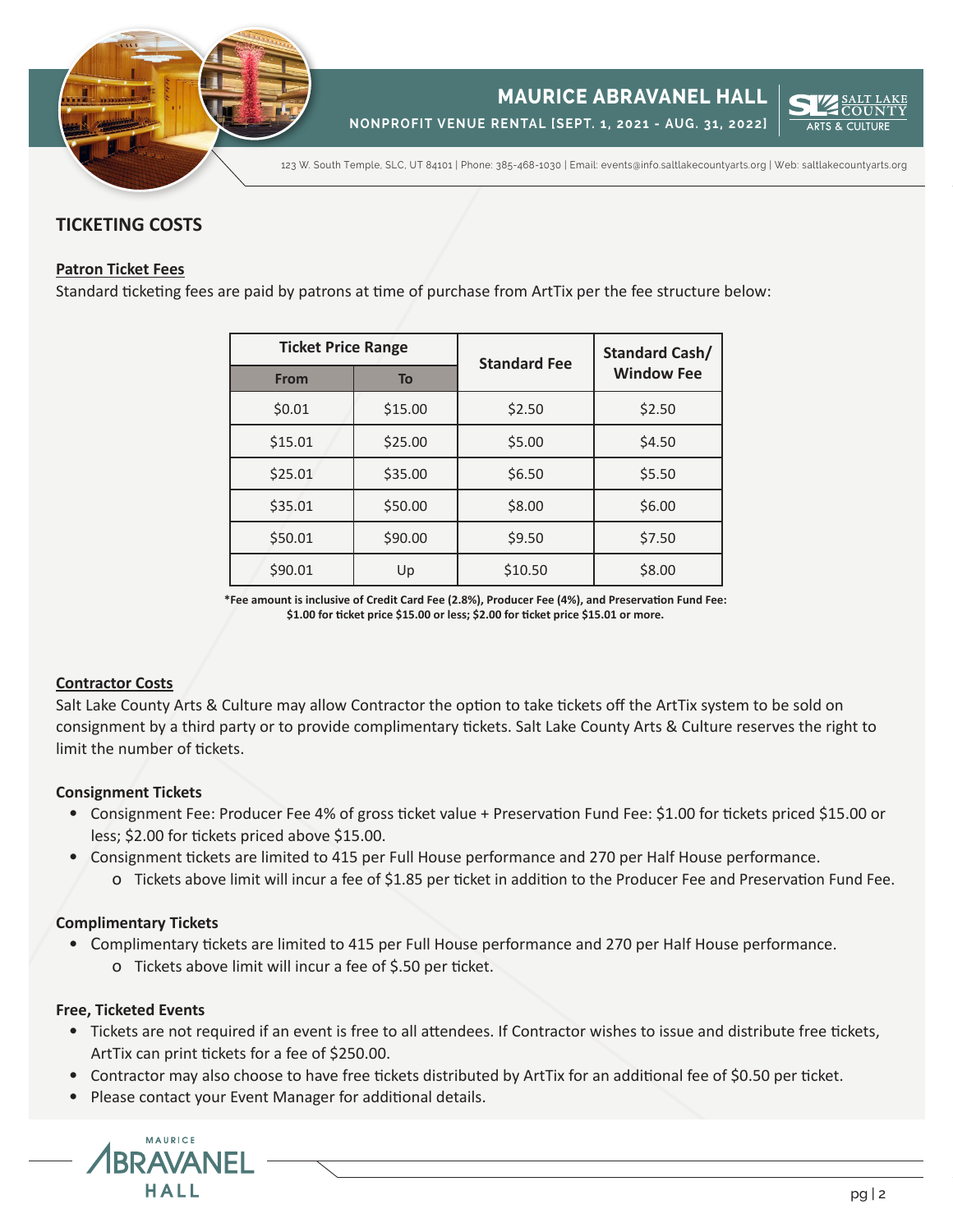## TICKETING COSTS

### Patron Ticket Fees

Standard ticketing fees are paid by patrons at time of purchase from ArtTix per the fee structure below:

| Ticket Price Range | | Standard Fee | Standard Cash/ Window Fee |
|---|---|---|---|
| From | To | | |
| $0.01 | $15.00 | $2.50 | $2.50 |
| $15.01 | $25.00 | $5.00 | $4.50 |
| $25.01 | $35.00 | $6.50 | $5.50 |
| $35.01 | $50.00 | $8.00 | $6.00 |
| $50.01 | $90.00 | $9.50 | $7.50 |
| $90.01 | Up | $10.50 | $8.00 |

**\*Fee amount is inclusive of Credit Card Fee (2.8%), Producer Fee (4%), and Preservation Fund Fee: $1.00 for ticket price $15.00 or less; $2.00 for ticket price $15.01 or more.**

### Contractor Costs

Salt Lake County Arts & Culture may allow Contractor the option to take tickets off the ArtTix system to be sold on consignment by a third party or to provide complimentary tickets. Salt Lake County Arts & Culture reserves the right to limit the number of tickets.

#### Consignment Tickets

- Consignment Fee: Producer Fee 4% of gross ticket value + Preservation Fund Fee: $1.00 for tickets priced $15.00 or less; $2.00 for tickets priced above $15.00.
- Consignment tickets are limited to 415 per Full House performance and 270 per Half House performance.
  - Tickets above limit will incur a fee of $1.85 per ticket in addition to the Producer Fee and Preservation Fund Fee.

#### Complimentary Tickets

- Complimentary tickets are limited to 415 per Full House performance and 270 per Half House performance.
  - Tickets above limit will incur a fee of $.50 per ticket.

#### Free, Ticketed Events

- Tickets are not required if an event is free to all attendees. If Contractor wishes to issue and distribute free tickets, ArtTix can print tickets for a fee of $250.00.
- Contractor may also choose to have free tickets distributed by ArtTix for an additional fee of $0.50 per ticket.
- Please contact your Event Manager for additional details.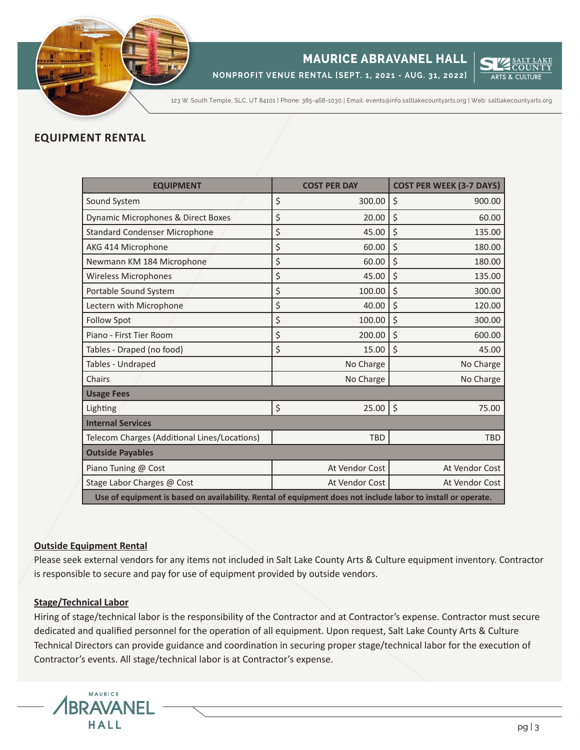## EQUIPMENT RENTAL

| EQUIPMENT | COST PER DAY | COST PER WEEK (3-7 DAYS) |
| --- | --- | --- |
| Sound System | $ 300.00 | $ 900.00 |
| Dynamic Microphones & Direct Boxes | $ 20.00 | $ 60.00 |
| Standard Condenser Microphone | $ 45.00 | $ 135.00 |
| AKG 414 Microphone | $ 60.00 | $ 180.00 |
| Newmann KM 184 Microphone | $ 60.00 | $ 180.00 |
| Wireless Microphones | $ 45.00 | $ 135.00 |
| Portable Sound System | $ 100.00 | $ 300.00 |
| Lectern with Microphone | $ 40.00 | $ 120.00 |
| Follow Spot | $ 100.00 | $ 300.00 |
| Piano - First Tier Room | $ 200.00 | $ 600.00 |
| Tables - Draped (no food) | $ 15.00 | $ 45.00 |
| Tables - Undraped | No Charge | No Charge |
| Chairs | No Charge | No Charge |
| **Usage Fees** | | |
| Lighting | $ 25.00 | $ 75.00 |
| **Internal Services** | | |
| Telecom Charges (Additional Lines/Locations) | TBD | TBD |
| **Outside Payables** | | |
| Piano Tuning @ Cost | At Vendor Cost | At Vendor Cost |
| Stage Labor Charges @ Cost | At Vendor Cost | At Vendor Cost |
| **Use of equipment is based on availability. Rental of equipment does not include labor to install or operate.** | | |

### Outside Equipment Rental

Please seek external vendors for any items not included in Salt Lake County Arts & Culture equipment inventory. Contractor is responsible to secure and pay for use of equipment provided by outside vendors.

### Stage/Technical Labor

Hiring of stage/technical labor is the responsibility of the Contractor and at Contractor's expense. Contractor must secure dedicated and qualified personnel for the operation of all equipment. Upon request, Salt Lake County Arts & Culture Technical Directors can provide guidance and coordination in securing proper stage/technical labor for the execution of Contractor's events. All stage/technical labor is at Contractor's expense.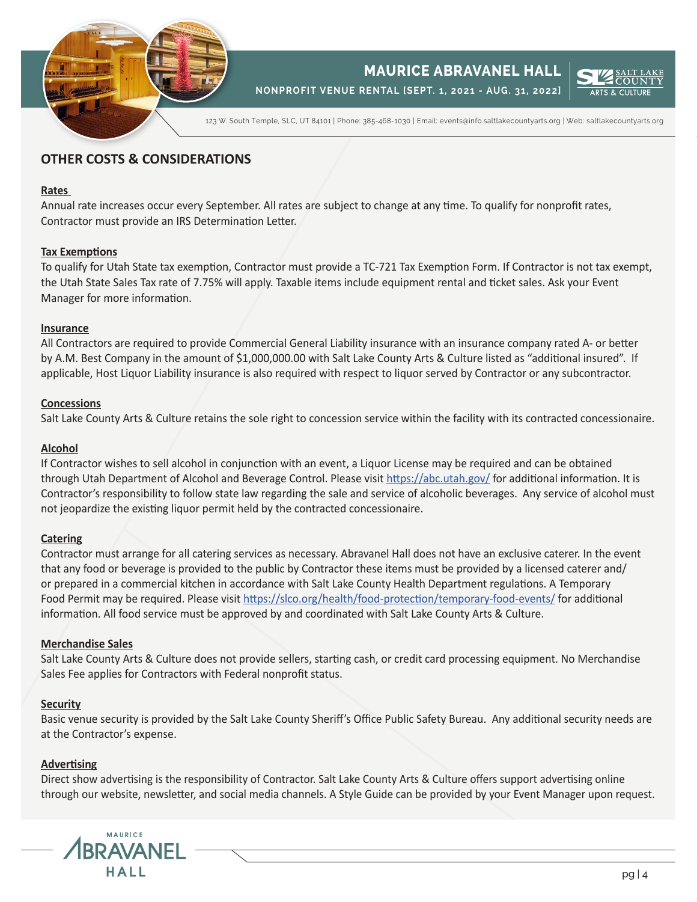## OTHER COSTS & CONSIDERATIONS

**Rates**

Annual rate increases occur every September. All rates are subject to change at any time. To qualify for nonprofit rates, Contractor must provide an IRS Determination Letter.

**Tax Exemptions**

To qualify for Utah State tax exemption, Contractor must provide a TC-721 Tax Exemption Form. If Contractor is not tax exempt, the Utah State Sales Tax rate of 7.75% will apply. Taxable items include equipment rental and ticket sales. Ask your Event Manager for more information.

**Insurance**

All Contractors are required to provide Commercial General Liability insurance with an insurance company rated A- or better by A.M. Best Company in the amount of $1,000,000.00 with Salt Lake County Arts & Culture listed as "additional insured". If applicable, Host Liquor Liability insurance is also required with respect to liquor served by Contractor or any subcontractor.

**Concessions**

Salt Lake County Arts & Culture retains the sole right to concession service within the facility with its contracted concessionaire.

**Alcohol**

If Contractor wishes to sell alcohol in conjunction with an event, a Liquor License may be required and can be obtained through Utah Department of Alcohol and Beverage Control. Please visit https://abc.utah.gov/ for additional information. It is Contractor's responsibility to follow state law regarding the sale and service of alcoholic beverages. Any service of alcohol must not jeopardize the existing liquor permit held by the contracted concessionaire.

**Catering**

Contractor must arrange for all catering services as necessary. Abravanel Hall does not have an exclusive caterer. In the event that any food or beverage is provided to the public by Contractor these items must be provided by a licensed caterer and/or prepared in a commercial kitchen in accordance with Salt Lake County Health Department regulations. A Temporary Food Permit may be required. Please visit https://slco.org/health/food-protection/temporary-food-events/ for additional information. All food service must be approved by and coordinated with Salt Lake County Arts & Culture.

**Merchandise Sales**

Salt Lake County Arts & Culture does not provide sellers, starting cash, or credit card processing equipment. No Merchandise Sales Fee applies for Contractors with Federal nonprofit status.

**Security**

Basic venue security is provided by the Salt Lake County Sheriff's Office Public Safety Bureau. Any additional security needs are at the Contractor's expense.

**Advertising**

Direct show advertising is the responsibility of Contractor. Salt Lake County Arts & Culture offers support advertising online through our website, newsletter, and social media channels. A Style Guide can be provided by your Event Manager upon request.